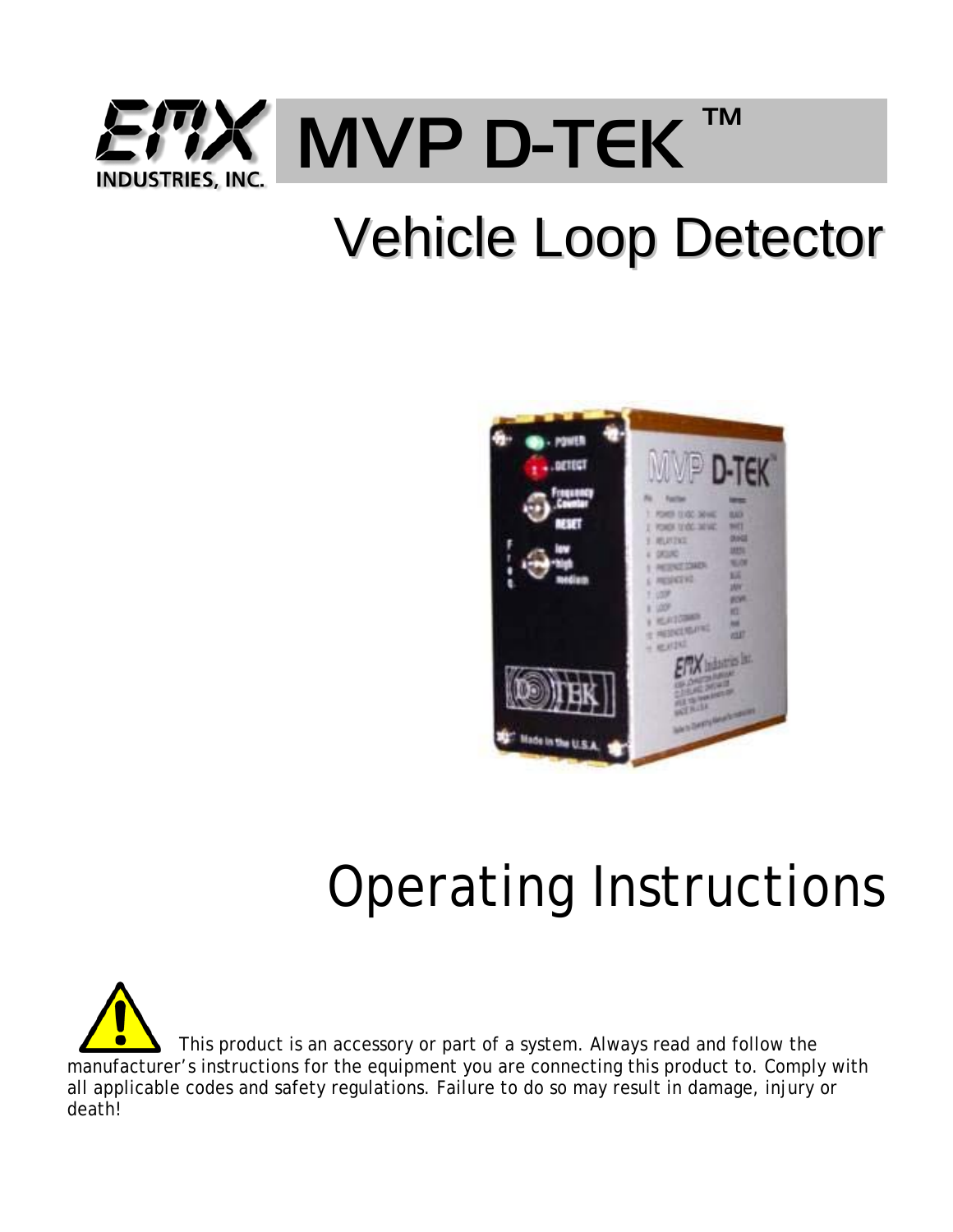# EMX INDUSTRIES, INC. MVP D-TEK ™

## Vehicle Loop Detector

# Operating Instructions

This product is an accessory or part of a system. Always read and follow the manufacturer's instructions for the equipment you are connecting this product to. Comply with all applicable codes and safety regulations. Failure to do so may result in damage, injury or death!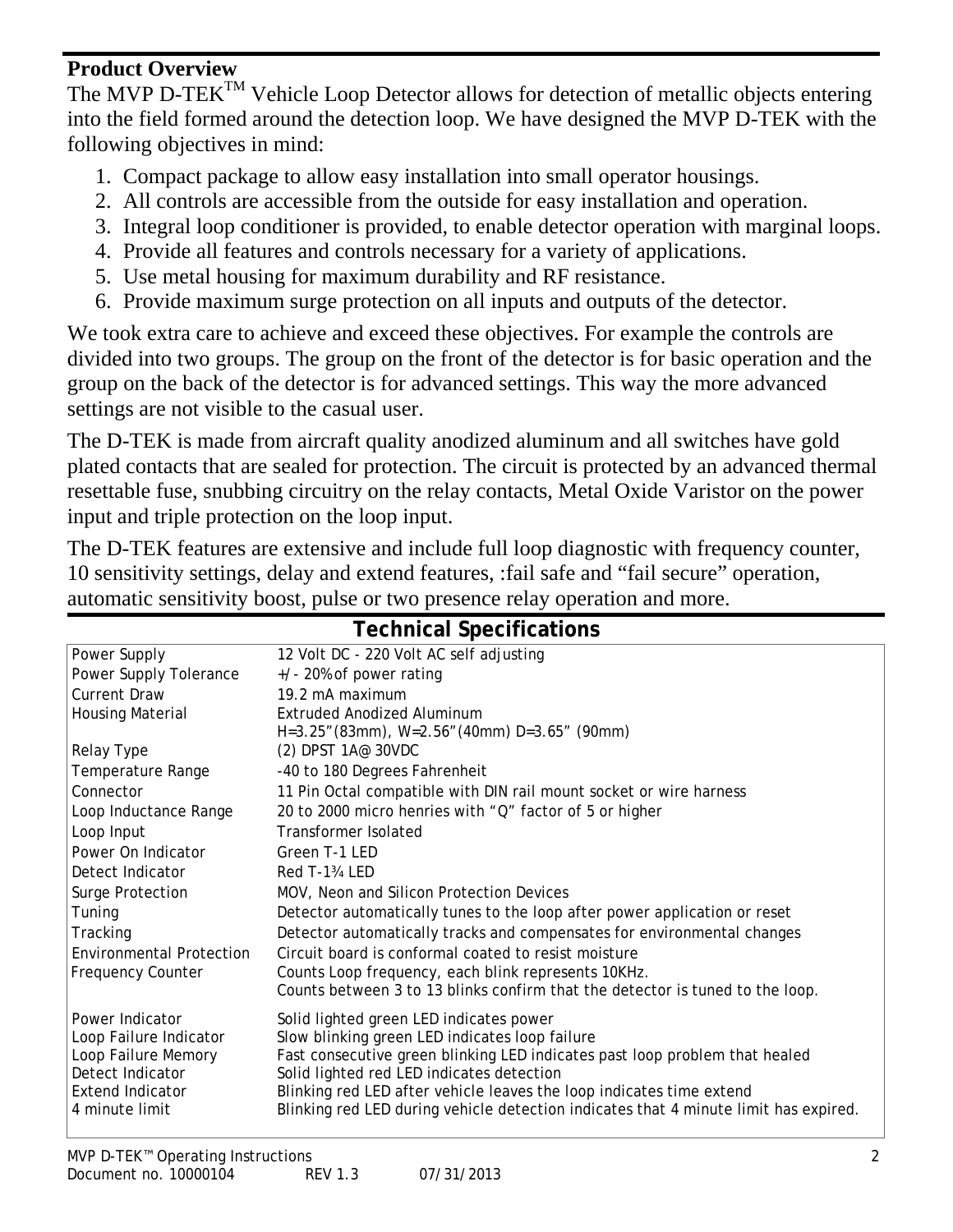## Product Overview

The MVP D-TEK™ Vehicle Loop Detector allows for detection of metallic objects entering into the field formed around the detection loop. We have designed the MVP D-TEK with the following objectives in mind:

1. Compact package to allow easy installation into small operator housings.
2. All controls are accessible from the outside for easy installation and operation.
3. Integral loop conditioner is provided, to enable detector operation with marginal loops.
4. Provide all features and controls necessary for a variety of applications.
5. Use metal housing for maximum durability and RF resistance.
6. Provide maximum surge protection on all inputs and outputs of the detector.

We took extra care to achieve and exceed these objectives. For example the controls are divided into two groups. The group on the front of the detector is for basic operation and the group on the back of the detector is for advanced settings. This way the more advanced settings are not visible to the casual user.

The D-TEK is made from aircraft quality anodized aluminum and all switches have gold plated contacts that are sealed for protection. The circuit is protected by an advanced thermal resettable fuse, snubbing circuitry on the relay contacts, Metal Oxide Varistor on the power input and triple protection on the loop input.

The D-TEK features are extensive and include full loop diagnostic with frequency counter, 10 sensitivity settings, delay and extend features, :fail safe and "fail secure" operation, automatic sensitivity boost, pulse or two presence relay operation and more.

## Technical Specifications

| | |
|---|---|
| Power Supply | 12 Volt DC - 220 Volt AC self adjusting |
| Power Supply Tolerance | +/- 20% of power rating |
| Current Draw | 19.2 mA maximum |
| Housing Material | Extruded Anodized Aluminum<br>H=3.25"(83mm), W=2.56"(40mm) D=3.65" (90mm) |
| Relay Type | (2) DPST 1A@ 30VDC |
| Temperature Range | -40 to 180 Degrees Fahrenheit |
| Connector | 11 Pin Octal compatible with DIN rail mount socket or wire harness |
| Loop Inductance Range | 20 to 2000 micro henries with "Q" factor of 5 or higher |
| Loop Input | Transformer Isolated |
| Power On Indicator | Green T-1 LED |
| Detect Indicator | Red T-1¾ LED |
| Surge Protection | MOV, Neon and Silicon Protection Devices |
| Tuning | Detector automatically tunes to the loop after power application or reset |
| Tracking | Detector automatically tracks and compensates for environmental changes |
| Environmental Protection | Circuit board is conformal coated to resist moisture |
| Frequency Counter | Counts Loop frequency, each blink represents 10KHz.<br>Counts between 3 to 13 blinks confirm that the detector is tuned to the loop. |
| Power Indicator | Solid lighted green LED indicates power |
| Loop Failure Indicator | Slow blinking green LED indicates loop failure |
| Loop Failure Memory | Fast consecutive green blinking LED indicates past loop problem that healed |
| Detect Indicator | Solid lighted red LED indicates detection |
| Extend Indicator | Blinking red LED after vehicle leaves the loop indicates time extend |
| 4 minute limit | Blinking red LED during vehicle detection indicates that 4 minute limit has expired. |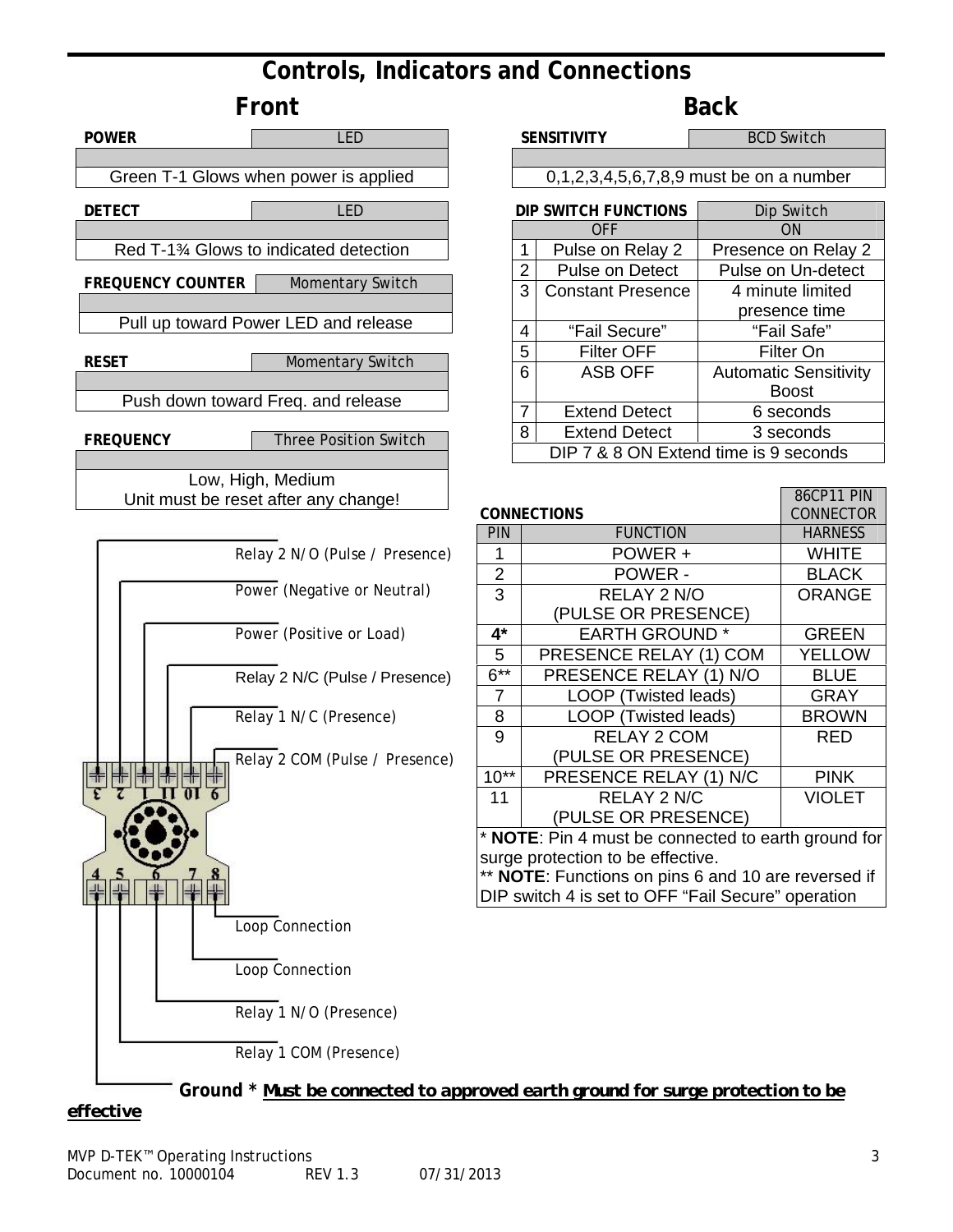# Controls, Indicators and Connections

## Front

| POWER | LED |
|---|---|
| Green T-1 Glows when power is applied | |

| DETECT | LED |
|---|---|
| Red T-1¾ Glows to indicated detection | |

| FREQUENCY COUNTER | Momentary Switch |
|---|---|
| Pull up toward Power LED and release | |

| RESET | Momentary Switch |
|---|---|
| Push down toward Freq. and release | |

| FREQUENCY | Three Position Switch |
|---|---|
| Low, High, Medium<br>Unit must be reset after any change! | |

Relay 2 N/O (Pulse / Presence)

Power (Negative or Neutral)

Power (Positive or Load)

Relay 2 N/C (Pulse / Presence)

Relay 1 N/C (Presence)

Relay 2 COM (Pulse / Presence)

3 2 1 11 10 9

4 5 6 7 8

Loop Connection

Loop Connection

Relay 1 N/O (Presence)

Relay 1 COM (Presence)

**Ground * <u>Must be connected to approved earth ground for surge protection to be effective</u>**

## Back

| SENSITIVITY | BCD Switch |
|---|---|
| 0,1,2,3,4,5,6,7,8,9 must be on a number | |

| DIP SWITCH FUNCTIONS | | Dip Switch |
|---|---|---|
| | OFF | ON |
| 1 | Pulse on Relay 2 | Presence on Relay 2 |
| 2 | Pulse on Detect | Pulse on Un-detect |
| 3 | Constant Presence | 4 minute limited presence time |
| 4 | "Fail Secure" | "Fail Safe" |
| 5 | Filter OFF | Filter On |
| 6 | ASB OFF | Automatic Sensitivity Boost |
| 7 | Extend Detect | 6 seconds |
| 8 | Extend Detect | 3 seconds |
| DIP 7 & 8 ON Extend time is 9 seconds | | |

| CONNECTIONS | | 86CP11 PIN CONNECTOR |
|---|---|---|
| PIN | FUNCTION | HARNESS |
| 1 | POWER + | WHITE |
| 2 | POWER - | BLACK |
| 3 | RELAY 2 N/O (PULSE OR PRESENCE) | ORANGE |
| **4*** | EARTH GROUND * | GREEN |
| 5 | PRESENCE RELAY (1) COM | YELLOW |
| 6** | PRESENCE RELAY (1) N/O | BLUE |
| 7 | LOOP (Twisted leads) | GRAY |
| 8 | LOOP (Twisted leads) | BROWN |
| 9 | RELAY 2 COM (PULSE OR PRESENCE) | RED |
| 10** | PRESENCE RELAY (1) N/C | PINK |
| 11 | RELAY 2 N/C (PULSE OR PRESENCE) | VIOLET |

* **NOTE**: Pin 4 must be connected to earth ground for surge protection to be effective.

** **NOTE**: Functions on pins 6 and 10 are reversed if DIP switch 4 is set to OFF "Fail Secure" operation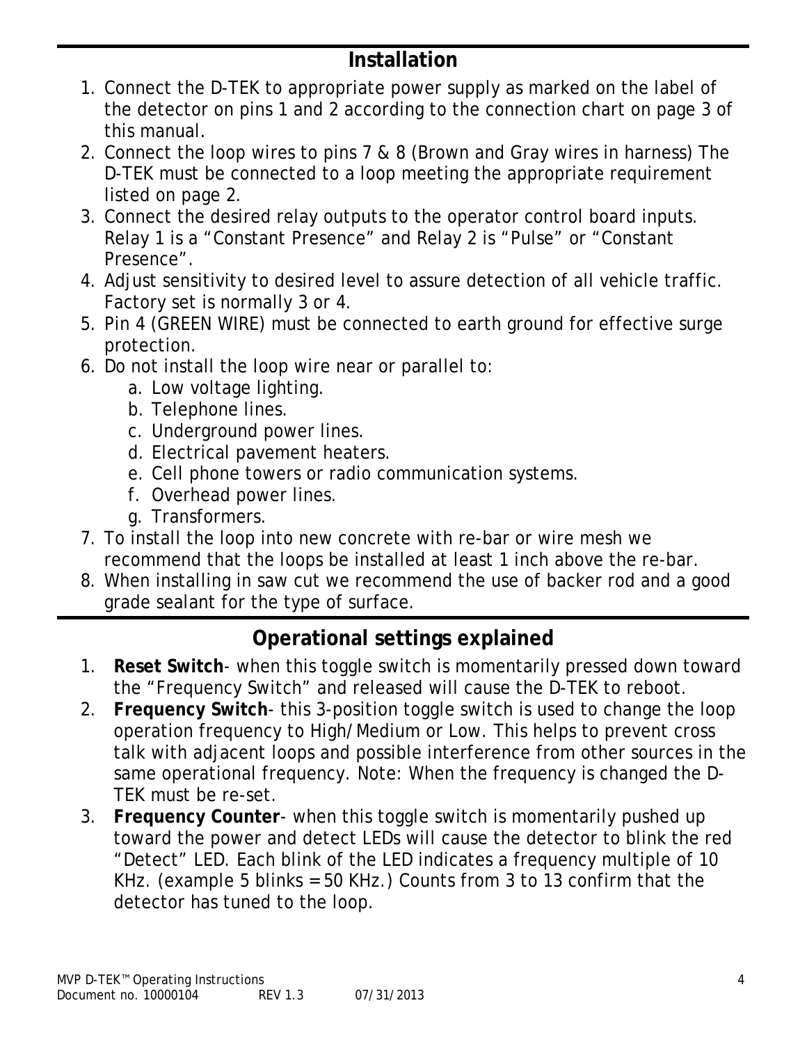## Installation

1. Connect the D-TEK to appropriate power supply as marked on the label of the detector on pins 1 and 2 according to the connection chart on page 3 of this manual.
2. Connect the loop wires to pins 7 & 8 (Brown and Gray wires in harness) The D-TEK must be connected to a loop meeting the appropriate requirement listed on page 2.
3. Connect the desired relay outputs to the operator control board inputs. Relay 1 is a "Constant Presence" and Relay 2 is "Pulse" or "Constant Presence".
4. Adjust sensitivity to desired level to assure detection of all vehicle traffic. Factory set is normally 3 or 4.
5. Pin 4 (GREEN WIRE) must be connected to earth ground for effective surge protection.
6. Do not install the loop wire near or parallel to:
   a. Low voltage lighting.
   b. Telephone lines.
   c. Underground power lines.
   d. Electrical pavement heaters.
   e. Cell phone towers or radio communication systems.
   f. Overhead power lines.
   g. Transformers.
7. To install the loop into new concrete with re-bar or wire mesh we recommend that the loops be installed at least 1 inch above the re-bar.
8. When installing in saw cut we recommend the use of backer rod and a good grade sealant for the type of surface.

## Operational settings explained

1. **Reset Switch**- when this toggle switch is momentarily pressed down toward the "Frequency Switch" and released will cause the D-TEK to reboot.
2. **Frequency Switch**- this 3-position toggle switch is used to change the loop operation frequency to High/Medium or Low. This helps to prevent cross talk with adjacent loops and possible interference from other sources in the same operational frequency. Note: When the frequency is changed the D-TEK must be re-set.
3. **Frequency Counter**- when this toggle switch is momentarily pushed up toward the power and detect LEDs will cause the detector to blink the red "Detect" LED. Each blink of the LED indicates a frequency multiple of 10 KHz. (example 5 blinks = 50 KHz.) Counts from 3 to 13 confirm that the detector has tuned to the loop.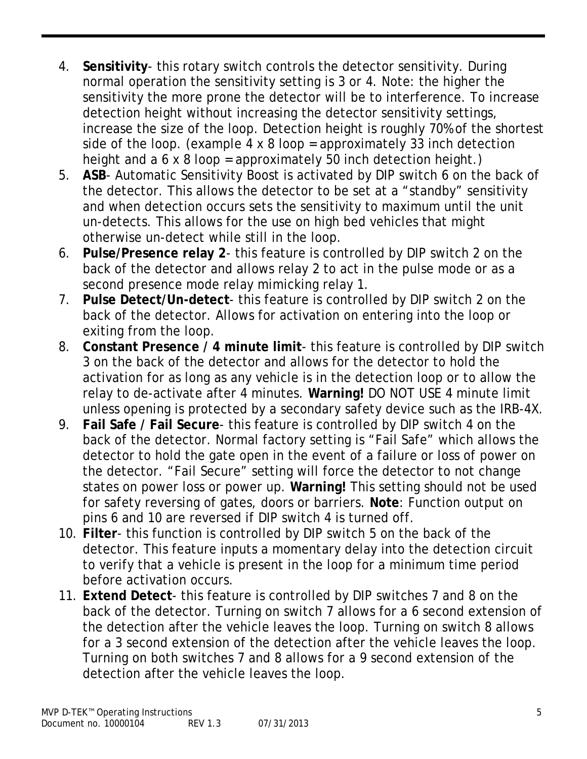4. **Sensitivity**- this rotary switch controls the detector sensitivity. During normal operation the sensitivity setting is 3 or 4. Note: the higher the sensitivity the more prone the detector will be to interference. To increase detection height without increasing the detector sensitivity settings, increase the size of the loop. Detection height is roughly 70% of the shortest side of the loop. (example 4 x 8 loop = approximately 33 inch detection height and a 6 x 8 loop = approximately 50 inch detection height.)
5. **ASB**- Automatic Sensitivity Boost is activated by DIP switch 6 on the back of the detector. This allows the detector to be set at a "standby" sensitivity and when detection occurs sets the sensitivity to maximum until the unit un-detects. This allows for the use on high bed vehicles that might otherwise un-detect while still in the loop.
6. **Pulse/Presence relay 2**- this feature is controlled by DIP switch 2 on the back of the detector and allows relay 2 to act in the pulse mode or as a second presence mode relay mimicking relay 1.
7. **Pulse Detect/Un-detect**- this feature is controlled by DIP switch 2 on the back of the detector. Allows for activation on entering into the loop or exiting from the loop.
8. **Constant Presence / 4 minute limit**- this feature is controlled by DIP switch 3 on the back of the detector and allows for the detector to hold the activation for as long as any vehicle is in the detection loop or to allow the relay to de-activate after 4 minutes. **Warning!** DO NOT USE 4 minute limit unless opening is protected by a secondary safety device such as the IRB-4X.
9. **Fail Safe / Fail Secure**- this feature is controlled by DIP switch 4 on the back of the detector. Normal factory setting is "Fail Safe" which allows the detector to hold the gate open in the event of a failure or loss of power on the detector. "Fail Secure" setting will force the detector to not change states on power loss or power up. **Warning!** This setting should not be used for safety reversing of gates, doors or barriers. **Note**: Function output on pins 6 and 10 are reversed if DIP switch 4 is turned off.
10. **Filter**- this function is controlled by DIP switch 5 on the back of the detector. This feature inputs a momentary delay into the detection circuit to verify that a vehicle is present in the loop for a minimum time period before activation occurs.
11. **Extend Detect**- this feature is controlled by DIP switches 7 and 8 on the back of the detector. Turning on switch 7 allows for a 6 second extension of the detection after the vehicle leaves the loop. Turning on switch 8 allows for a 3 second extension of the detection after the vehicle leaves the loop. Turning on both switches 7 and 8 allows for a 9 second extension of the detection after the vehicle leaves the loop.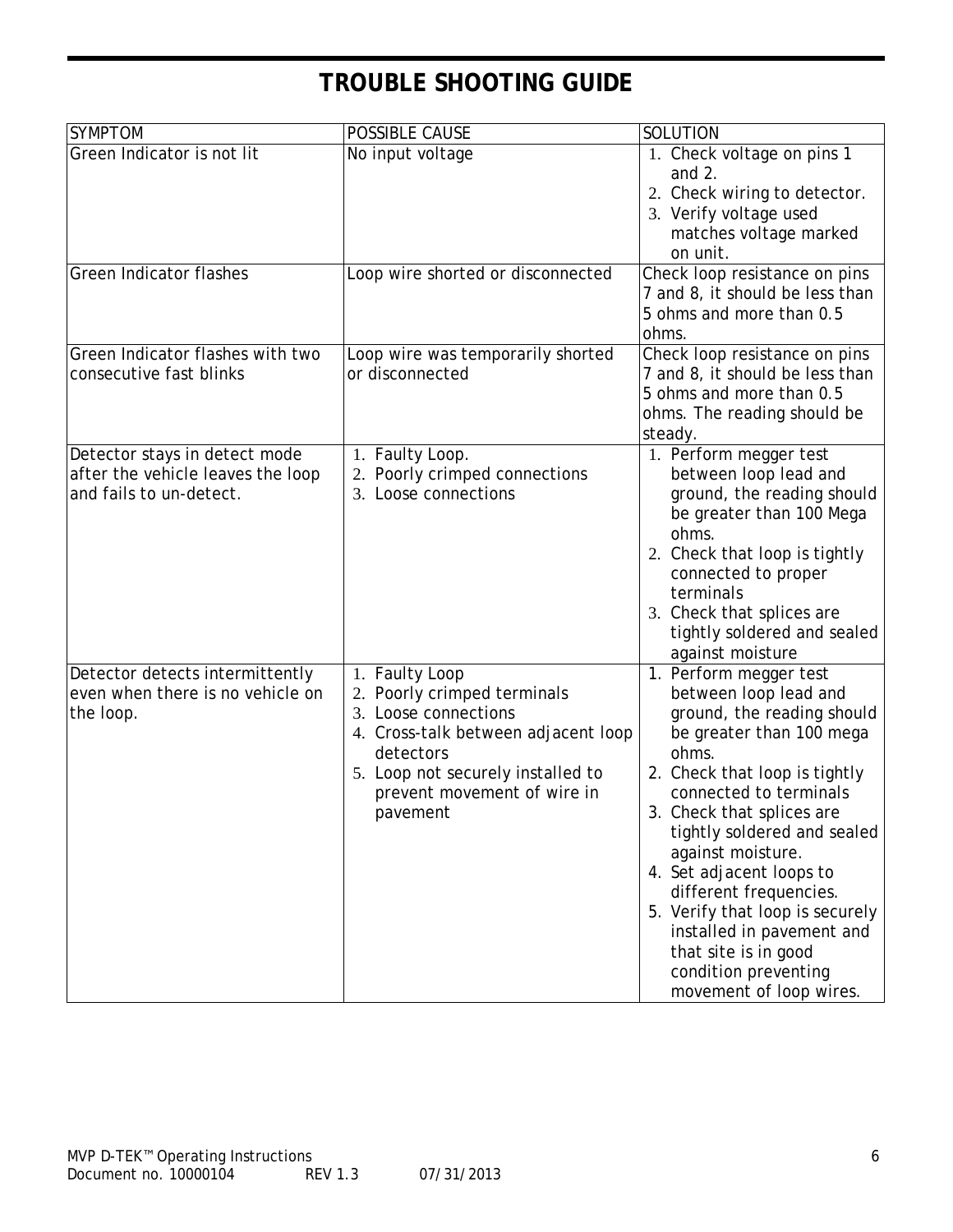# TROUBLE SHOOTING GUIDE

| SYMPTOM | POSSIBLE CAUSE | SOLUTION |
|---|---|---|
| Green Indicator is not lit | No input voltage | 1. Check voltage on pins 1 and 2.<br>2. Check wiring to detector.<br>3. Verify voltage used matches voltage marked on unit. |
| Green Indicator flashes | Loop wire shorted or disconnected | Check loop resistance on pins 7 and 8, it should be less than 5 ohms and more than 0.5 ohms. |
| Green Indicator flashes with two consecutive fast blinks | Loop wire was temporarily shorted or disconnected | Check loop resistance on pins 7 and 8, it should be less than 5 ohms and more than 0.5 ohms. The reading should be steady. |
| Detector stays in detect mode after the vehicle leaves the loop and fails to un-detect. | 1. Faulty Loop.<br>2. Poorly crimped connections<br>3. Loose connections | 1. Perform megger test between loop lead and ground, the reading should be greater than 100 Mega ohms.<br>2. Check that loop is tightly connected to proper terminals<br>3. Check that splices are tightly soldered and sealed against moisture |
| Detector detects intermittently even when there is no vehicle on the loop. | 1. Faulty Loop<br>2. Poorly crimped terminals<br>3. Loose connections<br>4. Cross-talk between adjacent loop detectors<br>5. Loop not securely installed to prevent movement of wire in pavement | 1. Perform megger test between loop lead and ground, the reading should be greater than 100 mega ohms.<br>2. Check that loop is tightly connected to terminals<br>3. Check that splices are tightly soldered and sealed against moisture.<br>4. Set adjacent loops to different frequencies.<br>5. Verify that loop is securely installed in pavement and that site is in good condition preventing movement of loop wires. |

MVP D-TEK™ Operating Instructions
Document no. 10000104 REV 1.3 07/31/2013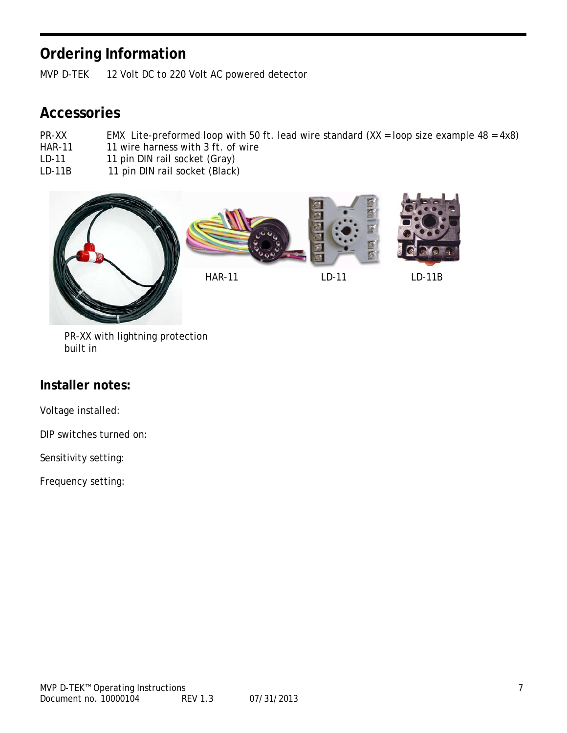## Ordering Information

MVP D-TEK 12 Volt DC to 220 Volt AC powered detector

## Accessories

| | |
|---|---|
| PR-XX | EMX Lite-preformed loop with 50 ft. lead wire standard (XX = loop size example 48 = 4x8) |
| HAR-11 | 11 wire harness with 3 ft. of wire |
| LD-11 | 11 pin DIN rail socket (Gray) |
| LD-11B | 11 pin DIN rail socket (Black) |

HAR-11 LD-11 LD-11B

PR-XX with lightning protection built in

## Installer notes:

Voltage installed:

DIP switches turned on:

Sensitivity setting:

Frequency setting: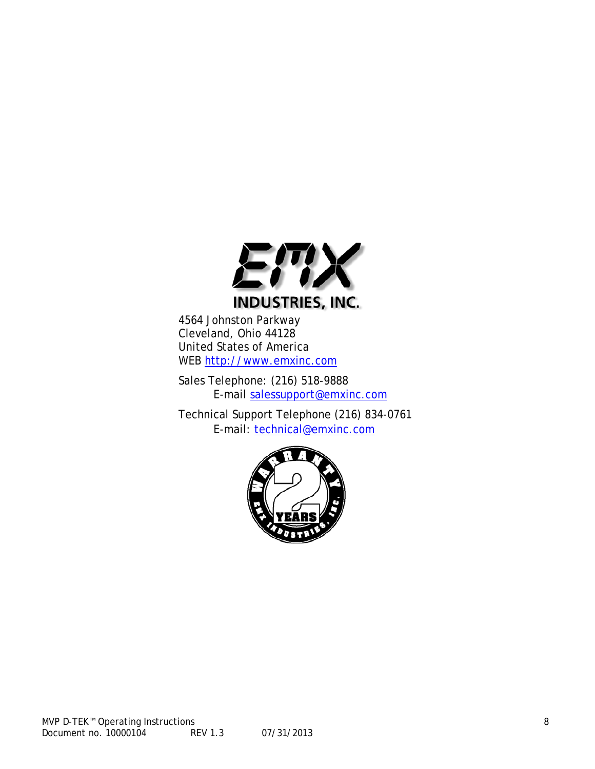EMX

INDUSTRIES, INC.

4564 Johnston Parkway
Cleveland, Ohio 44128
United States of America
WEB http://www.emxinc.com

Sales Telephone: (216) 518-9888
E-mail salessupport@emxinc.com

Technical Support Telephone (216) 834-0761
E-mail: technical@emxinc.com